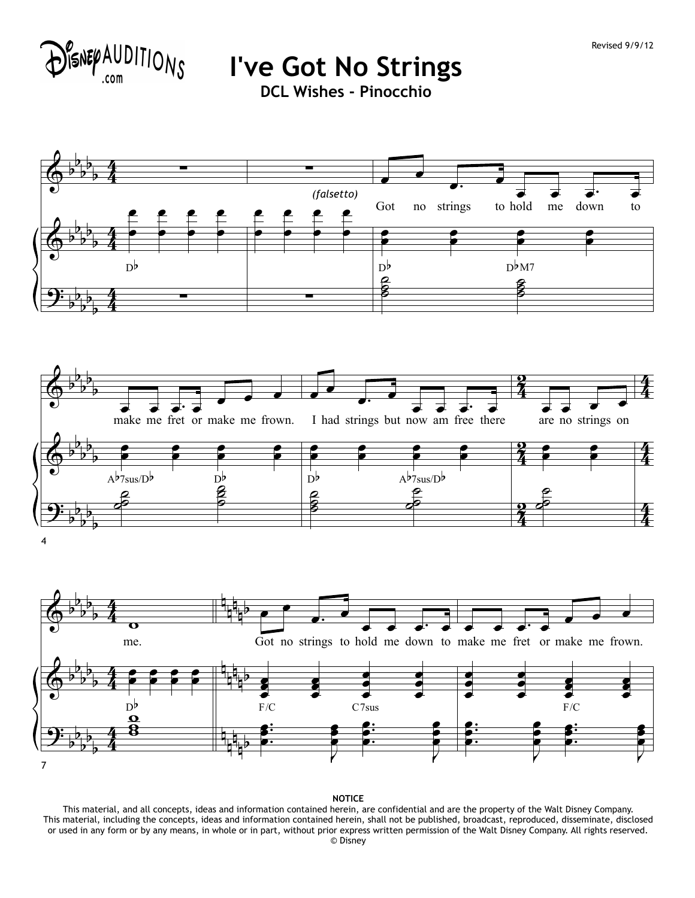# I've Got No Strings

**DCL Wishes - Pinocchio**

Revised 9/9/12

*(falsetto)*

Got no strings to hold me down to make me fret or make me frown. I had strings but now am free there are no strings on me.

Got no strings to hold me down to make me fret or make me frown.

**NOTICE**

This material, and all concepts, ideas and information contained herein, are confidential and are the property of the Walt Disney Company. This material, including the concepts, ideas and information contained herein, shall not be published, broadcast, reproduced, disseminate, disclosed or used in any form or by any means, in whole or in part, without prior express written permission of the Walt Disney Company. All rights reserved.

© Disney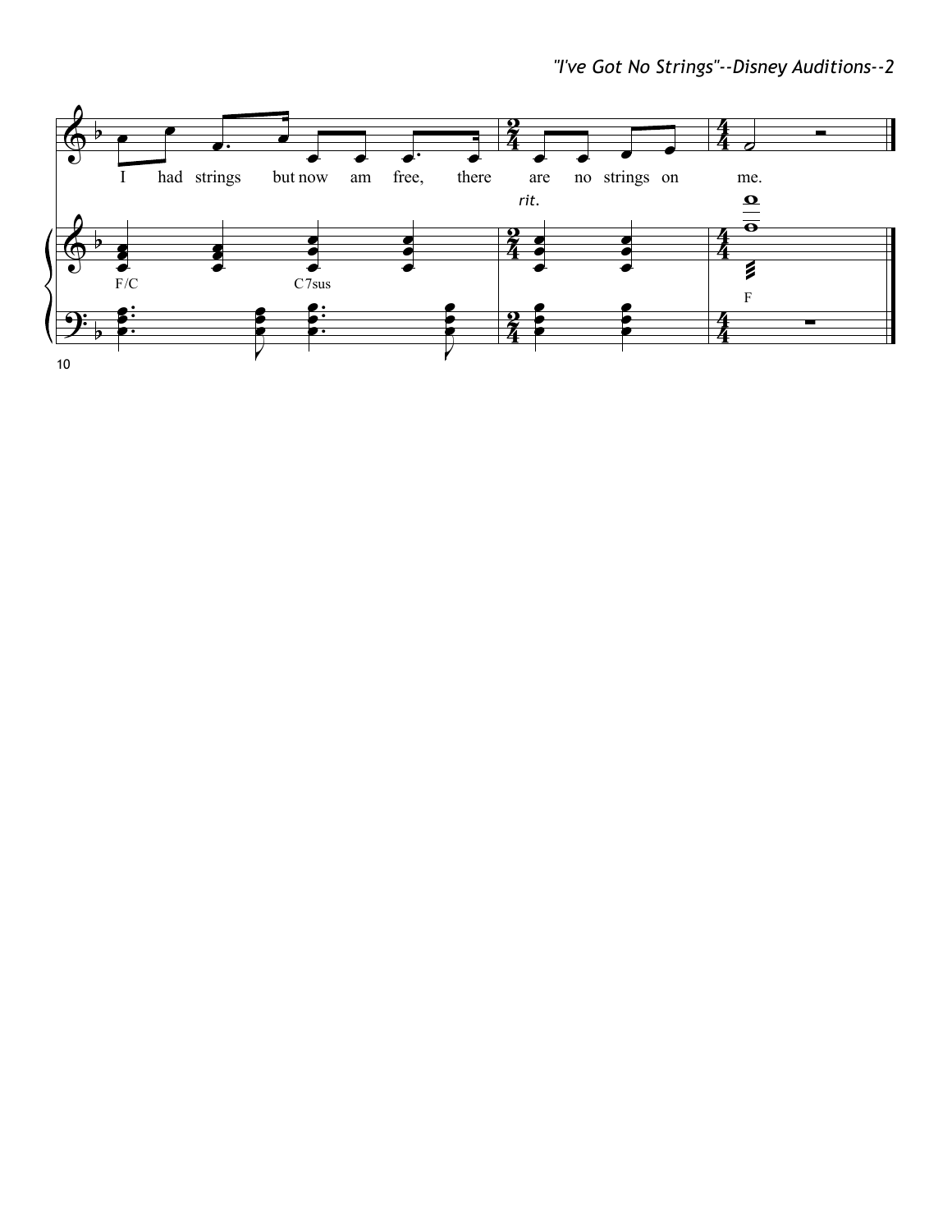I had strings but now am free, there are no strings on me.

*rit.*

F/C C7sus F